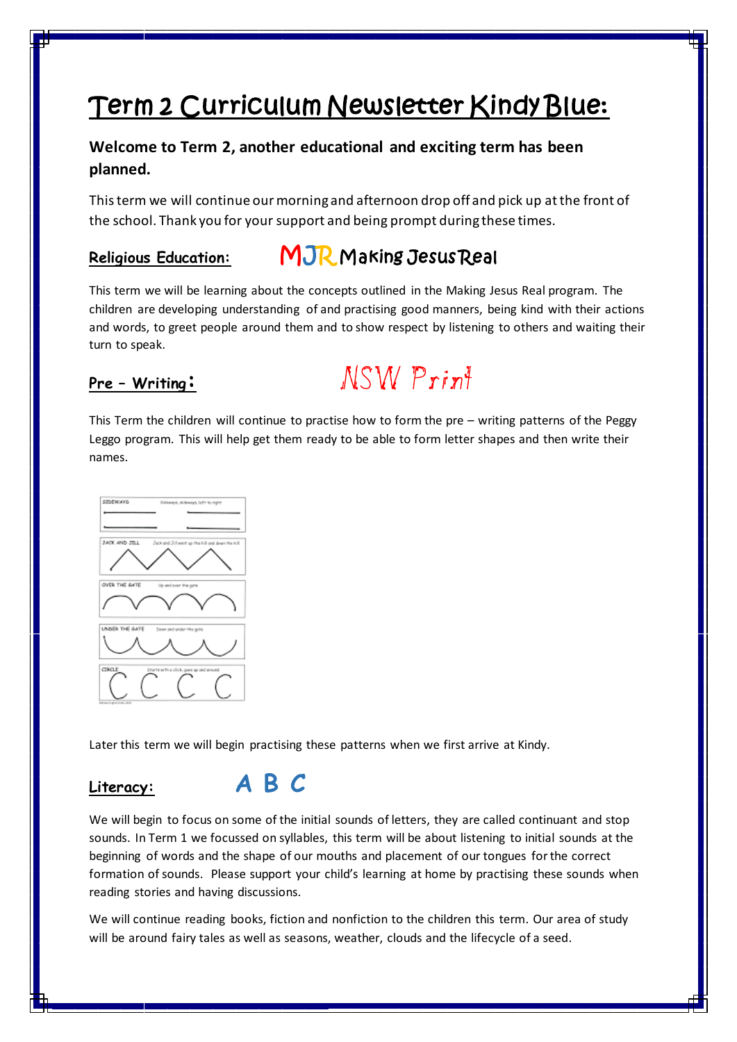# Term 2 Curriculum Newsletter Kindy Blue:

**Welcome to Term 2, another educational and exciting term has been planned.**

This term we will continue our morning and afternoon drop off and pick up at the front of the school. Thank you for your support and being prompt during these times.

## Religious Education: MJR Making Jesus Real

This term we will be learning about the concepts outlined in the Making Jesus Real program. The children are developing understanding of and practising good manners, being kind with their actions and words, to greet people around them and to show respect by listening to others and waiting their turn to speak.

## Pre – Writing: NSW Print

This Term the children will continue to practise how to form the pre – writing patterns of the Peggy Leggo program. This will help get them ready to be able to form letter shapes and then write their names.

SIDEWAYS — Sideways, sideways, left to right

JACK AND JILL — Jack and Jill went up the hill and down the hill

OVER THE GATE — Up and over the gate

UNDER THE GATE — Down and under the gate

CIRCLE — Starts with a click, goes up and around

Later this term we will begin practising these patterns when we first arrive at Kindy.

## Literacy: A B C

We will begin to focus on some of the initial sounds of letters, they are called continuant and stop sounds. In Term 1 we focussed on syllables, this term will be about listening to initial sounds at the beginning of words and the shape of our mouths and placement of our tongues for the correct formation of sounds. Please support your child's learning at home by practising these sounds when reading stories and having discussions.

We will continue reading books, fiction and nonfiction to the children this term. Our area of study will be around fairy tales as well as seasons, weather, clouds and the lifecycle of a seed.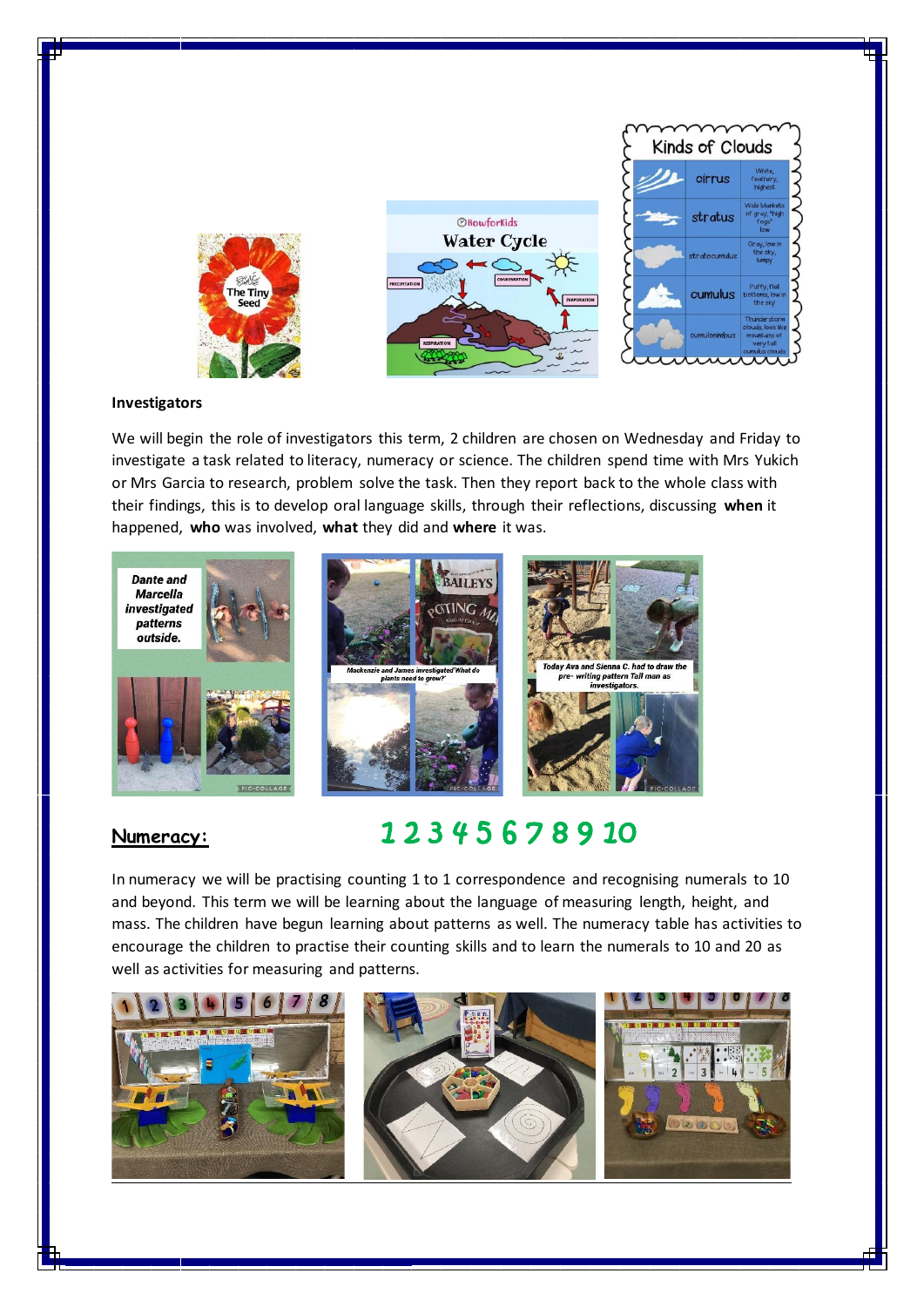**Investigators**

We will begin the role of investigators this term, 2 children are chosen on Wednesday and Friday to investigate a task related to literacy, numeracy or science. The children spend time with Mrs Yukich or Mrs Garcia to research, problem solve the task. Then they report back to the whole class with their findings, this is to develop oral language skills, through their reflections, discussing **when** it happened, **who** was involved, **what** they did and **where** it was.

## Numeracy:

**1 2 3 4 5 6 7 8 9 10**

In numeracy we will be practising counting 1 to 1 correspondence and recognising numerals to 10 and beyond. This term we will be learning about the language of measuring length, height, and mass. The children have begun learning about patterns as well. The numeracy table has activities to encourage the children to practise their counting skills and to learn the numerals to 10 and 20 as well as activities for measuring and patterns.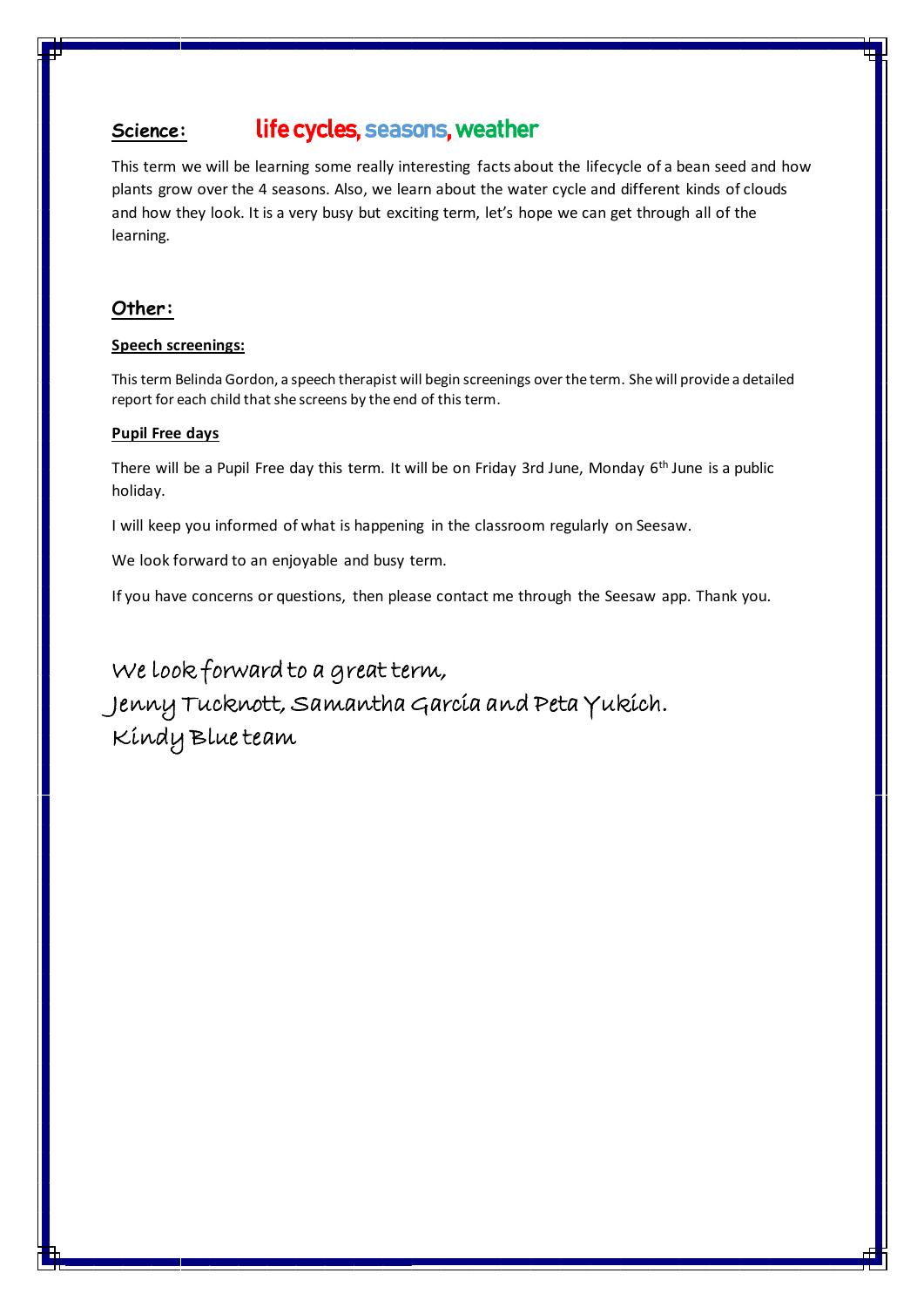## Science: life cycles, seasons, weather

This term we will be learning some really interesting facts about the lifecycle of a bean seed and how plants grow over the 4 seasons. Also, we learn about the water cycle and different kinds of clouds and how they look. It is a very busy but exciting term, let's hope we can get through all of the learning.

## Other:

### Speech screenings:

This term Belinda Gordon, a speech therapist will begin screenings over the term. She will provide a detailed report for each child that she screens by the end of this term.

### Pupil Free days

There will be a Pupil Free day this term. It will be on Friday 3rd June, Monday 6th June is a public holiday.

I will keep you informed of what is happening in the classroom regularly on Seesaw.

We look forward to an enjoyable and busy term.

If you have concerns or questions, then please contact me through the Seesaw app. Thank you.

*We look forward to a great term,*
*Jenny Tucknott, Samantha Garcia and Peta Yukich.*
*Kindy Blue team*